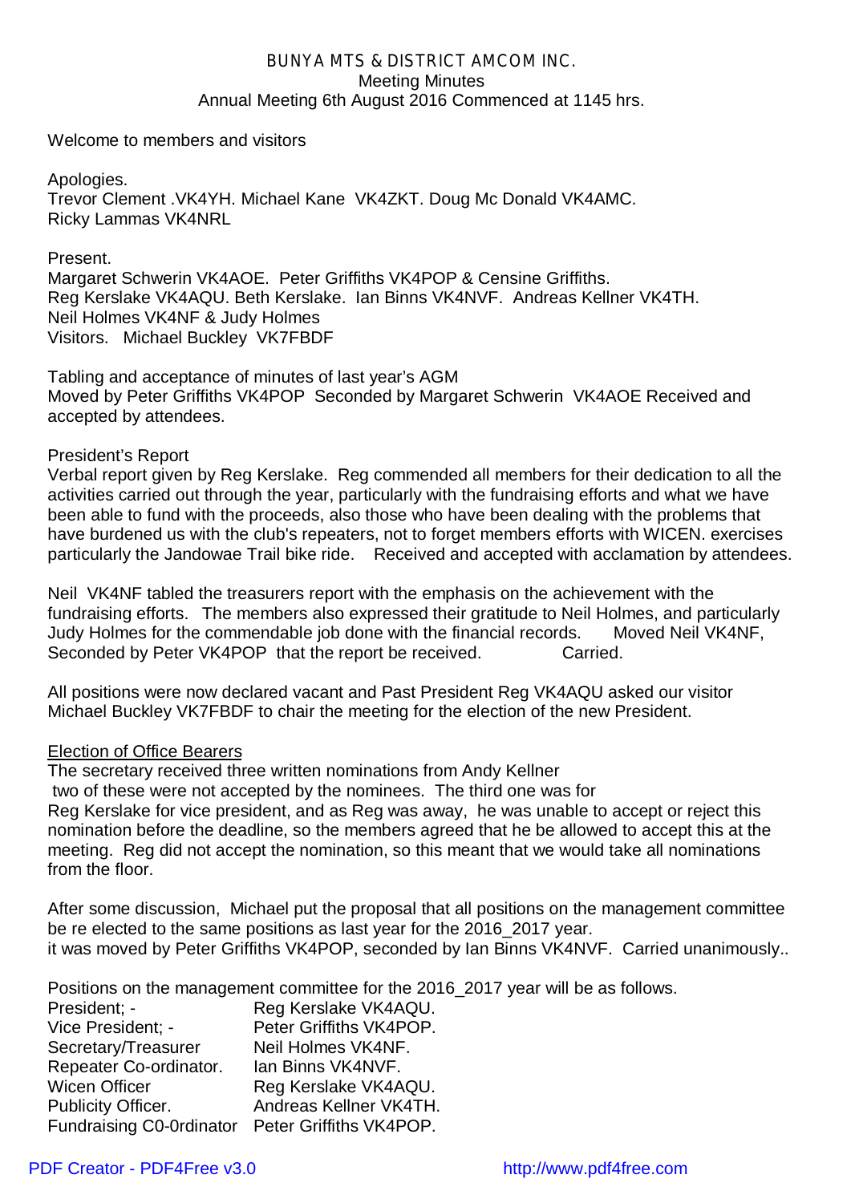# BUNYA MTS & DISTRICT AMCOM INC.

## Meeting Minutes

### Annual Meeting 6th August 2016 Commenced at 1145 hrs.

Welcome to members and visitors

Apologies.
Trevor Clement .VK4YH. Michael Kane VK4ZKT. Doug Mc Donald VK4AMC.
Ricky Lammas VK4NRL

Present.
Margaret Schwerin VK4AOE. Peter Griffiths VK4POP & Censine Griffiths.
Reg Kerslake VK4AQU. Beth Kerslake. Ian Binns VK4NVF. Andreas Kellner VK4TH.
Neil Holmes VK4NF & Judy Holmes
Visitors. Michael Buckley VK7FBDF

Tabling and acceptance of minutes of last year's AGM
Moved by Peter Griffiths VK4POP Seconded by Margaret Schwerin VK4AOE Received and accepted by attendees.

President's Report
Verbal report given by Reg Kerslake. Reg commended all members for their dedication to all the activities carried out through the year, particularly with the fundraising efforts and what we have been able to fund with the proceeds, also those who have been dealing with the problems that have burdened us with the club's repeaters, not to forget members efforts with WICEN. exercises particularly the Jandowae Trail bike ride. Received and accepted with acclamation by attendees.

Neil VK4NF tabled the treasurers report with the emphasis on the achievement with the fundraising efforts. The members also expressed their gratitude to Neil Holmes, and particularly Judy Holmes for the commendable job done with the financial records. Moved Neil VK4NF, Seconded by Peter VK4POP that the report be received. Carried.

All positions were now declared vacant and Past President Reg VK4AQU asked our visitor Michael Buckley VK7FBDF to chair the meeting for the election of the new President.

<u>Election of Office Bearers</u>
The secretary received three written nominations from Andy Kellner two of these were not accepted by the nominees. The third one was for Reg Kerslake for vice president, and as Reg was away, he was unable to accept or reject this nomination before the deadline, so the members agreed that he be allowed to accept this at the meeting. Reg did not accept the nomination, so this meant that we would take all nominations from the floor.

After some discussion, Michael put the proposal that all positions on the management committee be re elected to the same positions as last year for the 2016_2017 year.
it was moved by Peter Griffiths VK4POP, seconded by Ian Binns VK4NVF. Carried unanimously..

Positions on the management committee for the 2016_2017 year will be as follows.

| | |
|---|---|
| President; - | Reg Kerslake VK4AQU. |
| Vice President; - | Peter Griffiths VK4POP. |
| Secretary/Treasurer | Neil Holmes VK4NF. |
| Repeater Co-ordinator. | Ian Binns VK4NVF. |
| Wicen Officer | Reg Kerslake VK4AQU. |
| Publicity Officer. | Andreas Kellner VK4TH. |
| Fundraising C0-0rdinator | Peter Griffiths VK4POP. |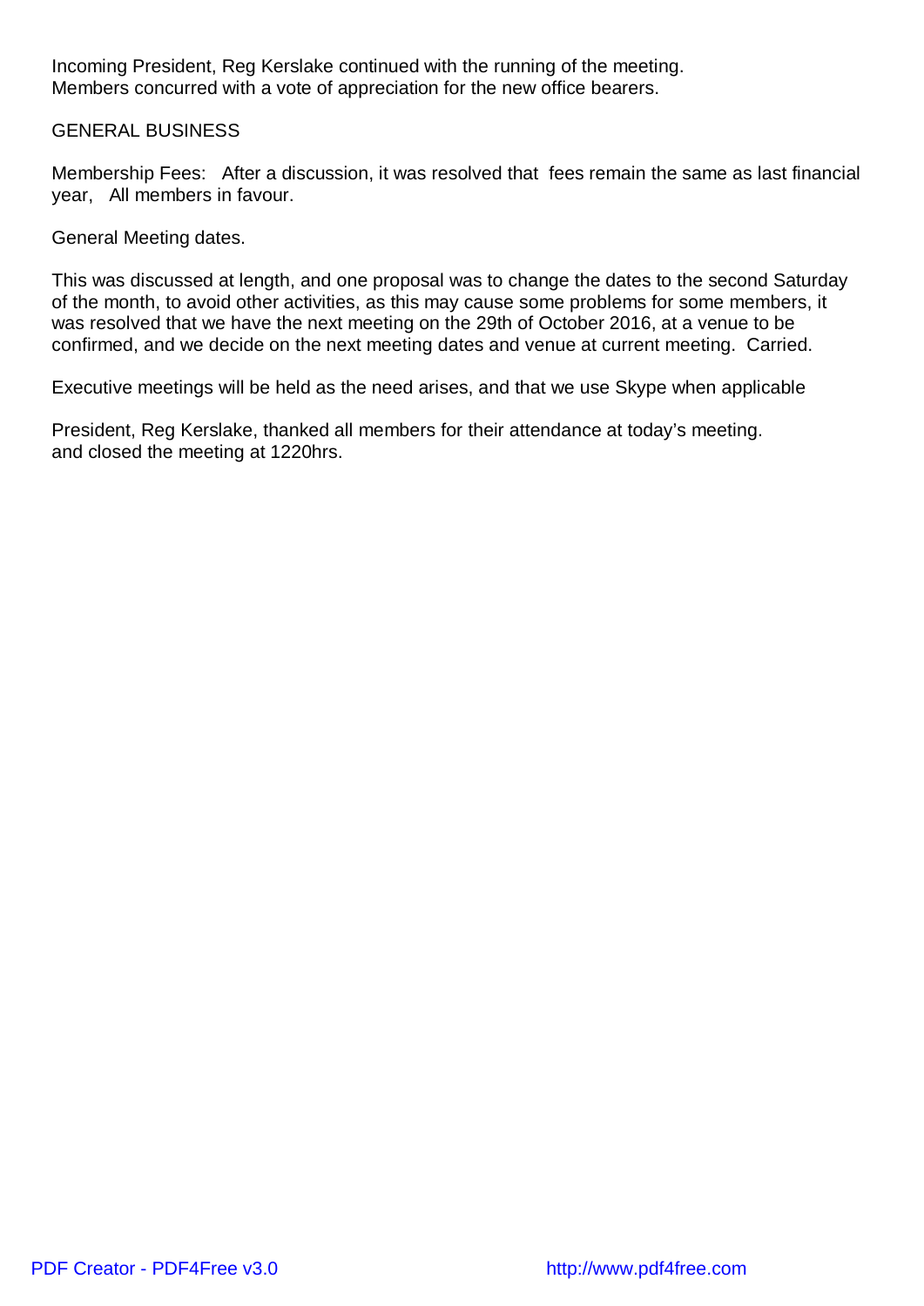Incoming President, Reg Kerslake continued with the running of the meeting.
Members concurred with a vote of appreciation for the new office bearers.

GENERAL BUSINESS

Membership Fees: After a discussion, it was resolved that fees remain the same as last financial year, All members in favour.

General Meeting dates.

This was discussed at length, and one proposal was to change the dates to the second Saturday of the month, to avoid other activities, as this may cause some problems for some members, it was resolved that we have the next meeting on the 29th of October 2016, at a venue to be confirmed, and we decide on the next meeting dates and venue at current meeting. Carried.

Executive meetings will be held as the need arises, and that we use Skype when applicable

President, Reg Kerslake, thanked all members for their attendance at today's meeting.
and closed the meeting at 1220hrs.